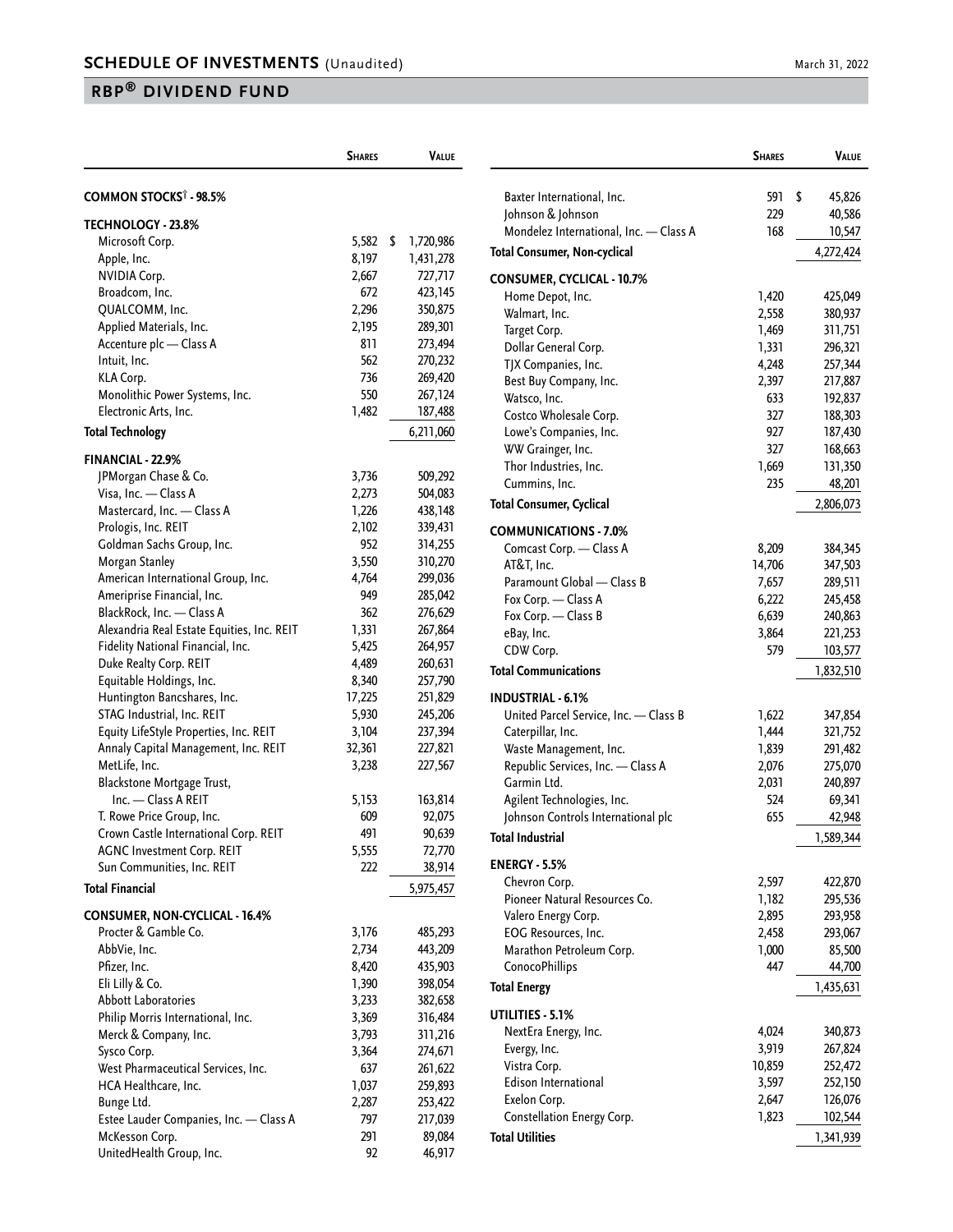# SCHEDULE OF INVESTMENTS (Unaudited)

## RBP® DIVIDEND FUND

| | Shares | Value |
|---|---|---|
| **COMMON STOCKS† - 98.5%** | | |
| **TECHNOLOGY - 23.8%** | | |
| Microsoft Corp. | 5,582 | $ 1,720,986 |
| Apple, Inc. | 8,197 | 1,431,278 |
| NVIDIA Corp. | 2,667 | 727,717 |
| Broadcom, Inc. | 672 | 423,145 |
| QUALCOMM, Inc. | 2,296 | 350,875 |
| Applied Materials, Inc. | 2,195 | 289,301 |
| Accenture plc — Class A | 811 | 273,494 |
| Intuit, Inc. | 562 | 270,232 |
| KLA Corp. | 736 | 269,420 |
| Monolithic Power Systems, Inc. | 550 | 267,124 |
| Electronic Arts, Inc. | 1,482 | 187,488 |
| **Total Technology** | | 6,211,060 |
| **FINANCIAL - 22.9%** | | |
| JPMorgan Chase & Co. | 3,736 | 509,292 |
| Visa, Inc. — Class A | 2,273 | 504,083 |
| Mastercard, Inc. — Class A | 1,226 | 438,148 |
| Prologis, Inc. REIT | 2,102 | 339,431 |
| Goldman Sachs Group, Inc. | 952 | 314,255 |
| Morgan Stanley | 3,550 | 310,270 |
| American International Group, Inc. | 4,764 | 299,036 |
| Ameriprise Financial, Inc. | 949 | 285,042 |
| BlackRock, Inc. — Class A | 362 | 276,629 |
| Alexandria Real Estate Equities, Inc. REIT | 1,331 | 267,864 |
| Fidelity National Financial, Inc. | 5,425 | 264,957 |
| Duke Realty Corp. REIT | 4,489 | 260,631 |
| Equitable Holdings, Inc. | 8,340 | 257,790 |
| Huntington Bancshares, Inc. | 17,225 | 251,829 |
| STAG Industrial, Inc. REIT | 5,930 | 245,206 |
| Equity LifeStyle Properties, Inc. REIT | 3,104 | 237,394 |
| Annaly Capital Management, Inc. REIT | 32,361 | 227,821 |
| MetLife, Inc. | 3,238 | 227,567 |
| Blackstone Mortgage Trust, Inc. — Class A REIT | 5,153 | 163,814 |
| T. Rowe Price Group, Inc. | 609 | 92,075 |
| Crown Castle International Corp. REIT | 491 | 90,639 |
| AGNC Investment Corp. REIT | 5,555 | 72,770 |
| Sun Communities, Inc. REIT | 222 | 38,914 |
| **Total Financial** | | 5,975,457 |
| **CONSUMER, NON-CYCLICAL - 16.4%** | | |
| Procter & Gamble Co. | 3,176 | 485,293 |
| AbbVie, Inc. | 2,734 | 443,209 |
| Pfizer, Inc. | 8,420 | 435,903 |
| Eli Lilly & Co. | 1,390 | 398,054 |
| Abbott Laboratories | 3,233 | 382,658 |
| Philip Morris International, Inc. | 3,369 | 316,484 |
| Merck & Company, Inc. | 3,793 | 311,216 |
| Sysco Corp. | 3,364 | 274,671 |
| West Pharmaceutical Services, Inc. | 637 | 261,622 |
| HCA Healthcare, Inc. | 1,037 | 259,893 |
| Bunge Ltd. | 2,287 | 253,422 |
| Estee Lauder Companies, Inc. — Class A | 797 | 217,039 |
| McKesson Corp. | 291 | 89,084 |
| UnitedHealth Group, Inc. | 92 | 46,917 |
| Baxter International, Inc. | 591 | $ 45,826 |
| Johnson & Johnson | 229 | 40,586 |
| Mondelez International, Inc. — Class A | 168 | 10,547 |
| **Total Consumer, Non-cyclical** | | 4,272,424 |
| **CONSUMER, CYCLICAL - 10.7%** | | |
| Home Depot, Inc. | 1,420 | 425,049 |
| Walmart, Inc. | 2,558 | 380,937 |
| Target Corp. | 1,469 | 311,751 |
| Dollar General Corp. | 1,331 | 296,321 |
| TJX Companies, Inc. | 4,248 | 257,344 |
| Best Buy Company, Inc. | 2,397 | 217,887 |
| Watsco, Inc. | 633 | 192,837 |
| Costco Wholesale Corp. | 327 | 188,303 |
| Lowe's Companies, Inc. | 927 | 187,430 |
| WW Grainger, Inc. | 327 | 168,663 |
| Thor Industries, Inc. | 1,669 | 131,350 |
| Cummins, Inc. | 235 | 48,201 |
| **Total Consumer, Cyclical** | | 2,806,073 |
| **COMMUNICATIONS - 7.0%** | | |
| Comcast Corp. — Class A | 8,209 | 384,345 |
| AT&T, Inc. | 14,706 | 347,503 |
| Paramount Global — Class B | 7,657 | 289,511 |
| Fox Corp. — Class A | 6,222 | 245,458 |
| Fox Corp. — Class B | 6,639 | 240,863 |
| eBay, Inc. | 3,864 | 221,253 |
| CDW Corp. | 579 | 103,577 |
| **Total Communications** | | 1,832,510 |
| **INDUSTRIAL - 6.1%** | | |
| United Parcel Service, Inc. — Class B | 1,622 | 347,854 |
| Caterpillar, Inc. | 1,444 | 321,752 |
| Waste Management, Inc. | 1,839 | 291,482 |
| Republic Services, Inc. — Class A | 2,076 | 275,070 |
| Garmin Ltd. | 2,031 | 240,897 |
| Agilent Technologies, Inc. | 524 | 69,341 |
| Johnson Controls International plc | 655 | 42,948 |
| **Total Industrial** | | 1,589,344 |
| **ENERGY - 5.5%** | | |
| Chevron Corp. | 2,597 | 422,870 |
| Pioneer Natural Resources Co. | 1,182 | 295,536 |
| Valero Energy Corp. | 2,895 | 293,958 |
| EOG Resources, Inc. | 2,458 | 293,067 |
| Marathon Petroleum Corp. | 1,000 | 85,500 |
| ConocoPhillips | 447 | 44,700 |
| **Total Energy** | | 1,435,631 |
| **UTILITIES - 5.1%** | | |
| NextEra Energy, Inc. | 4,024 | 340,873 |
| Evergy, Inc. | 3,919 | 267,824 |
| Vistra Corp. | 10,859 | 252,472 |
| Edison International | 3,597 | 252,150 |
| Exelon Corp. | 2,647 | 126,076 |
| Constellation Energy Corp. | 1,823 | 102,544 |
| **Total Utilities** | | 1,341,939 |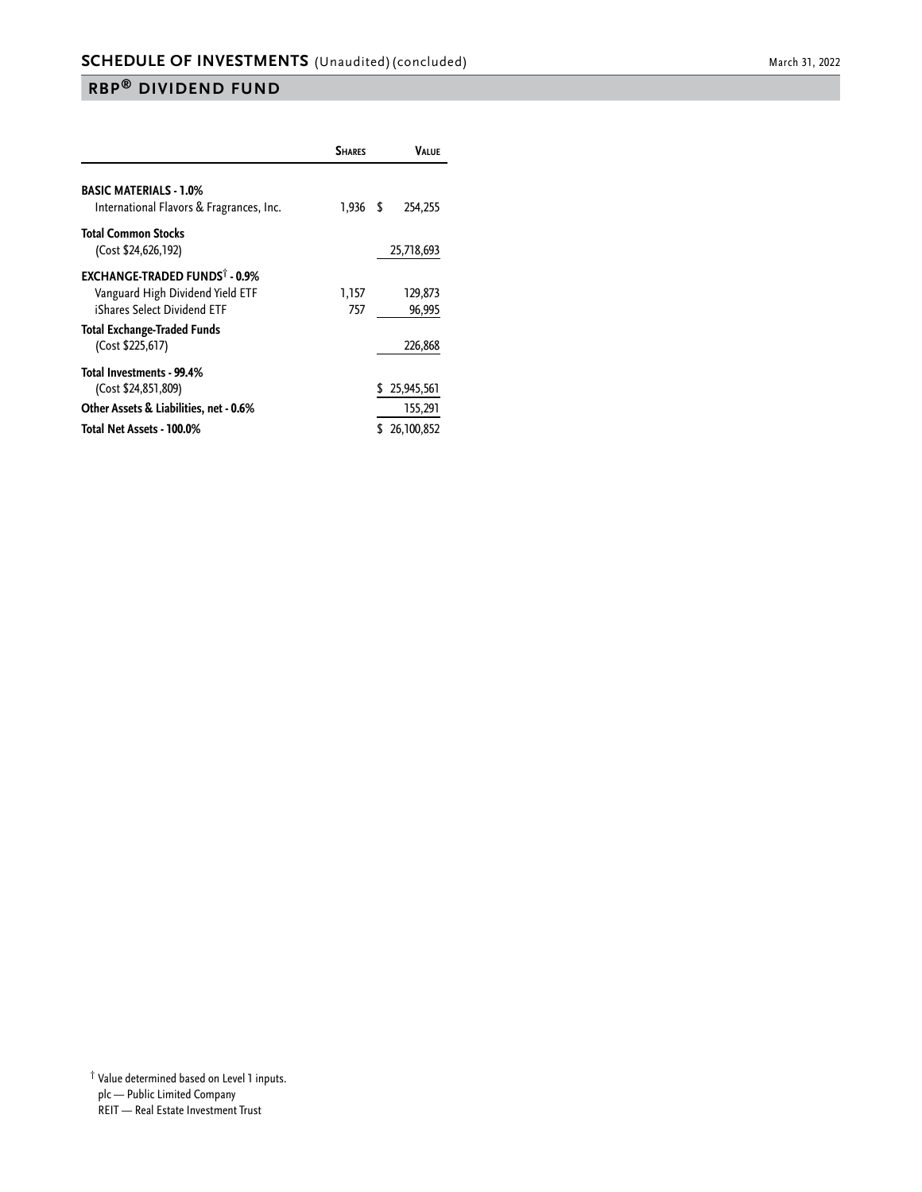## SCHEDULE OF INVESTMENTS (Unaudited) (concluded)

## RBP® DIVIDEND FUND

| | Shares | Value |
|---|---|---|
| **BASIC MATERIALS - 1.0%** | | |
| International Flavors & Fragrances, Inc. | 1,936 | $ 254,255 |
| **Total Common Stocks** (Cost $24,626,192) | | 25,718,693 |
| **EXCHANGE-TRADED FUNDS† - 0.9%** | | |
| Vanguard High Dividend Yield ETF | 1,157 | 129,873 |
| iShares Select Dividend ETF | 757 | 96,995 |
| **Total Exchange-Traded Funds** (Cost $225,617) | | 226,868 |
| **Total Investments - 99.4%** (Cost $24,851,809) | | $ 25,945,561 |
| **Other Assets & Liabilities, net - 0.6%** | | 155,291 |
| **Total Net Assets - 100.0%** | | $ 26,100,852 |

† Value determined based on Level 1 inputs.

plc — Public Limited Company

REIT — Real Estate Investment Trust